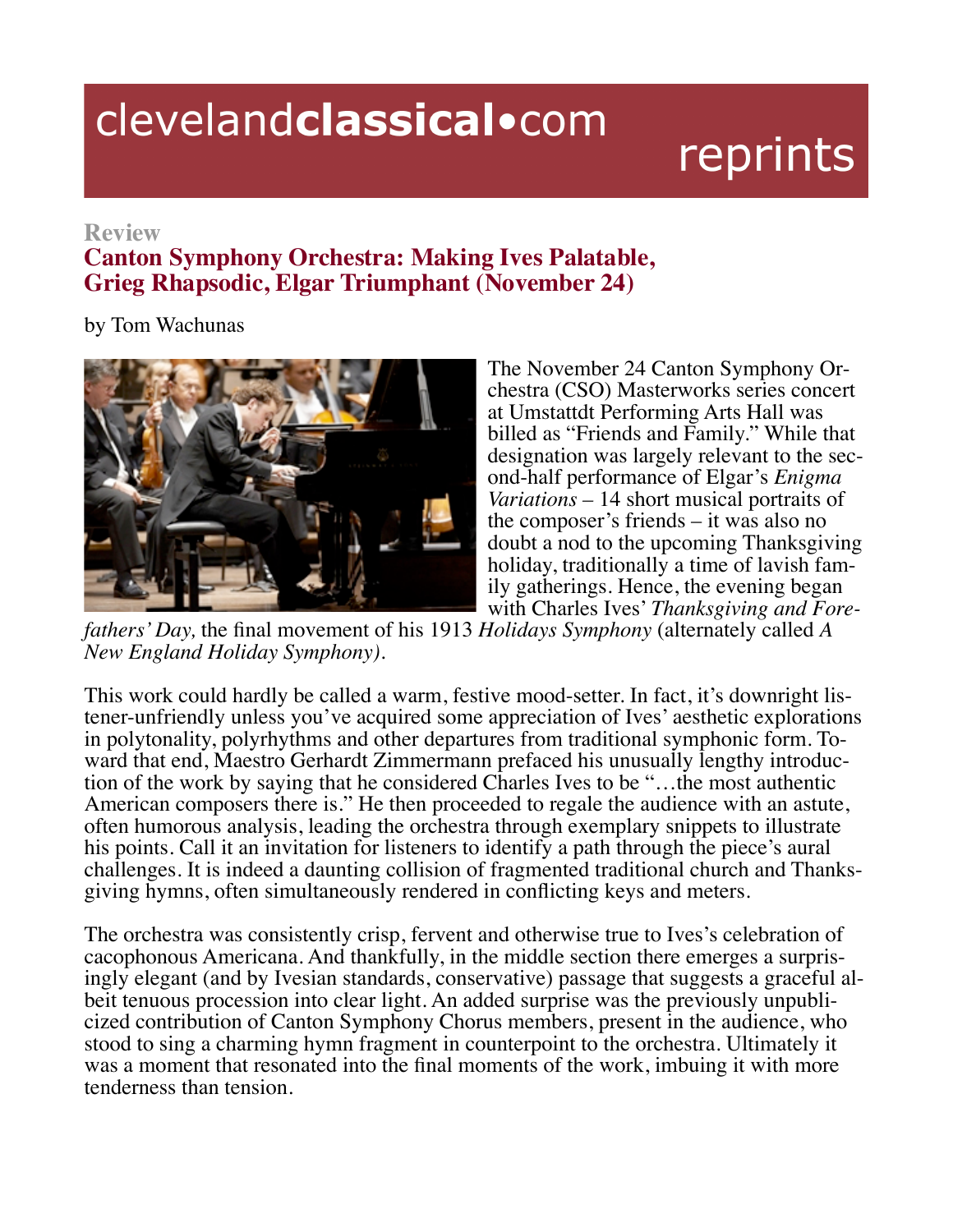clevelandclassical•com reprints

**Review**

## Canton Symphony Orchestra: Making Ives Palatable, Grieg Rhapsodic, Elgar Triumphant (November 24)

by Tom Wachunas

The November 24 Canton Symphony Orchestra (CSO) Masterworks series concert at Umstattdt Performing Arts Hall was billed as "Friends and Family." While that designation was largely relevant to the second-half performance of Elgar's *Enigma Variations* – 14 short musical portraits of the composer's friends – it was also no doubt a nod to the upcoming Thanksgiving holiday, traditionally a time of lavish family gatherings. Hence, the evening began with Charles Ives' *Thanksgiving and Forefathers' Day,* the final movement of his 1913 *Holidays Symphony* (alternately called *A New England Holiday Symphony).*

This work could hardly be called a warm, festive mood-setter. In fact, it's downright listener-unfriendly unless you've acquired some appreciation of Ives' aesthetic explorations in polytonality, polyrhythms and other departures from traditional symphonic form. Toward that end, Maestro Gerhardt Zimmermann prefaced his unusually lengthy introduction of the work by saying that he considered Charles Ives to be "…the most authentic American composers there is." He then proceeded to regale the audience with an astute, often humorous analysis, leading the orchestra through exemplary snippets to illustrate his points. Call it an invitation for listeners to identify a path through the piece's aural challenges. It is indeed a daunting collision of fragmented traditional church and Thanksgiving hymns, often simultaneously rendered in conflicting keys and meters.

The orchestra was consistently crisp, fervent and otherwise true to Ives's celebration of cacophonous Americana. And thankfully, in the middle section there emerges a surprisingly elegant (and by Ivesian standards, conservative) passage that suggests a graceful albeit tenuous procession into clear light. An added surprise was the previously unpublicized contribution of Canton Symphony Chorus members, present in the audience, who stood to sing a charming hymn fragment in counterpoint to the orchestra. Ultimately it was a moment that resonated into the final moments of the work, imbuing it with more tenderness than tension.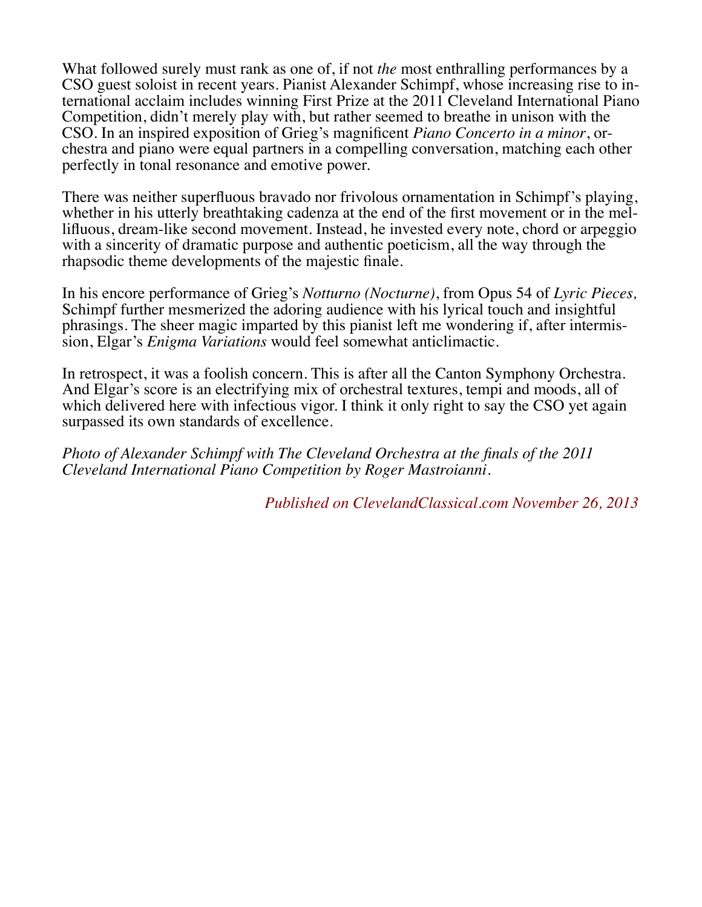What followed surely must rank as one of, if not *the* most enthralling performances by a CSO guest soloist in recent years. Pianist Alexander Schimpf, whose increasing rise to international acclaim includes winning First Prize at the 2011 Cleveland International Piano Competition, didn't merely play with, but rather seemed to breathe in unison with the CSO. In an inspired exposition of Grieg's magnificent *Piano Concerto in a minor*, orchestra and piano were equal partners in a compelling conversation, matching each other perfectly in tonal resonance and emotive power.

There was neither superfluous bravado nor frivolous ornamentation in Schimpf's playing, whether in his utterly breathtaking cadenza at the end of the first movement or in the mellifluous, dream-like second movement. Instead, he invested every note, chord or arpeggio with a sincerity of dramatic purpose and authentic poeticism, all the way through the rhapsodic theme developments of the majestic finale.

In his encore performance of Grieg's *Notturno (Nocturne)*, from Opus 54 of *Lyric Pieces,* Schimpf further mesmerized the adoring audience with his lyrical touch and insightful phrasings. The sheer magic imparted by this pianist left me wondering if, after intermission, Elgar's *Enigma Variations* would feel somewhat anticlimactic.

In retrospect, it was a foolish concern. This is after all the Canton Symphony Orchestra. And Elgar's score is an electrifying mix of orchestral textures, tempi and moods, all of which delivered here with infectious vigor. I think it only right to say the CSO yet again surpassed its own standards of excellence.

*Photo of Alexander Schimpf with The Cleveland Orchestra at the finals of the 2011 Cleveland International Piano Competition by Roger Mastroianni.*

*Published on ClevelandClassical.com November 26, 2013*